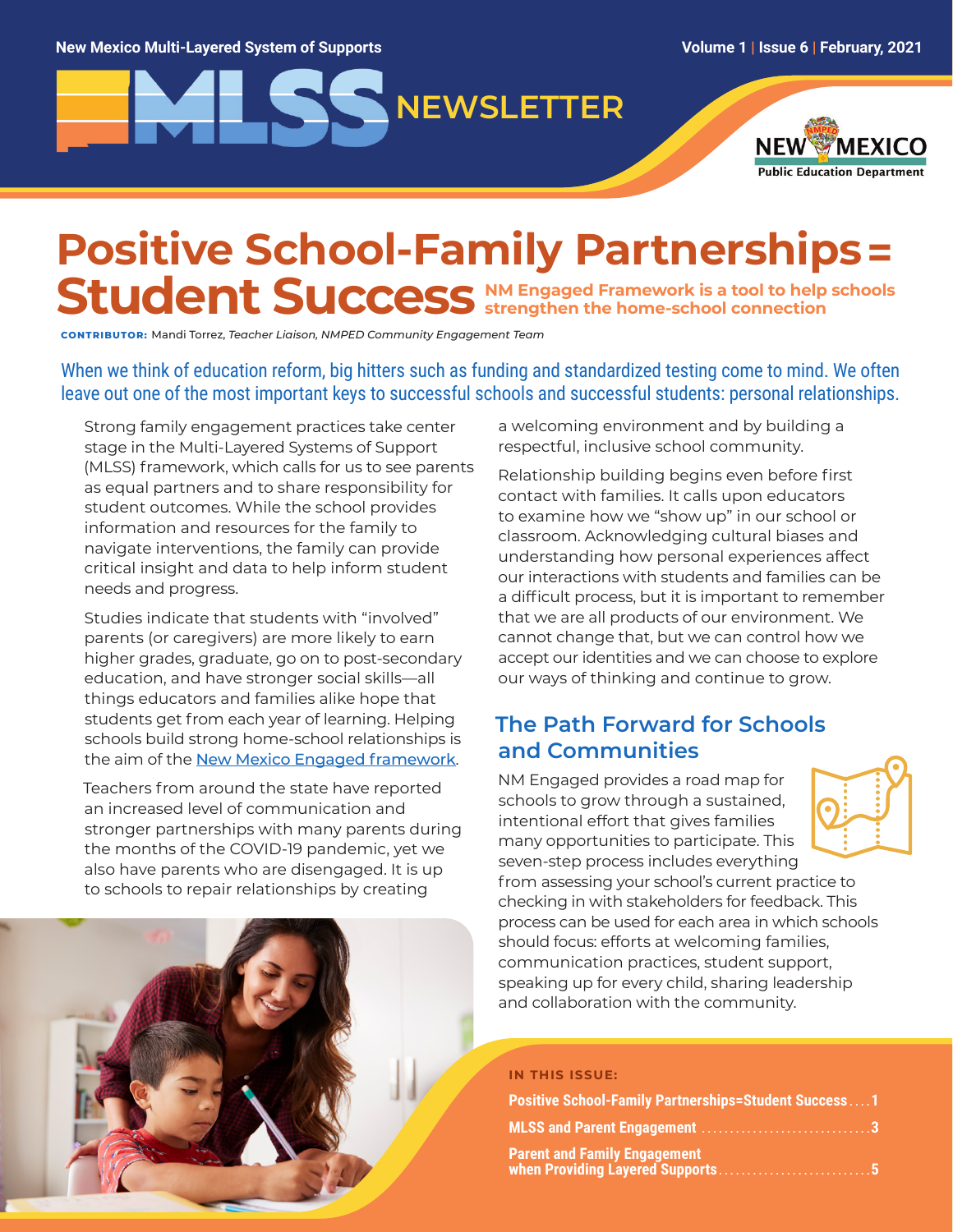New Mexico Multi-Layered System of Supports

Volume 1 | Issue 6 | February, 2021

# MLSS NEWSLETTER

NEW MEXICO Public Education Department

# Positive School-Family Partnerships = Student Success

**NM Engaged Framework is a tool to help schools strengthen the home-school connection**

**CONTRIBUTOR:** Mandi Torrez, *Teacher Liaison, NMPED Community Engagement Team*

When we think of education reform, big hitters such as funding and standardized testing come to mind. We often leave out one of the most important keys to successful schools and successful students: personal relationships.

Strong family engagement practices take center stage in the Multi-Layered Systems of Support (MLSS) framework, which calls for us to see parents as equal partners and to share responsibility for student outcomes. While the school provides information and resources for the family to navigate interventions, the family can provide critical insight and data to help inform student needs and progress.

Studies indicate that students with "involved" parents (or caregivers) are more likely to earn higher grades, graduate, go on to post-secondary education, and have stronger social skills—all things educators and families alike hope that students get from each year of learning. Helping schools build strong home-school relationships is the aim of the [New Mexico Engaged framework](#).

Teachers from around the state have reported an increased level of communication and stronger partnerships with many parents during the months of the COVID-19 pandemic, yet we also have parents who are disengaged. It is up to schools to repair relationships by creating a welcoming environment and by building a respectful, inclusive school community.

Relationship building begins even before first contact with families. It calls upon educators to examine how we "show up" in our school or classroom. Acknowledging cultural biases and understanding how personal experiences affect our interactions with students and families can be a difficult process, but it is important to remember that we are all products of our environment. We cannot change that, but we can control how we accept our identities and we can choose to explore our ways of thinking and continue to grow.

## The Path Forward for Schools and Communities

NM Engaged provides a road map for schools to grow through a sustained, intentional effort that gives families many opportunities to participate. This seven-step process includes everything from assessing your school's current practice to checking in with stakeholders for feedback. This process can be used for each area in which schools should focus: efforts at welcoming families, communication practices, student support, speaking up for every child, sharing leadership and collaboration with the community.

**IN THIS ISSUE:**

- Positive School-Family Partnerships=Student Success .... 1
- MLSS and Parent Engagement .... 3
- Parent and Family Engagement when Providing Layered Supports .... 5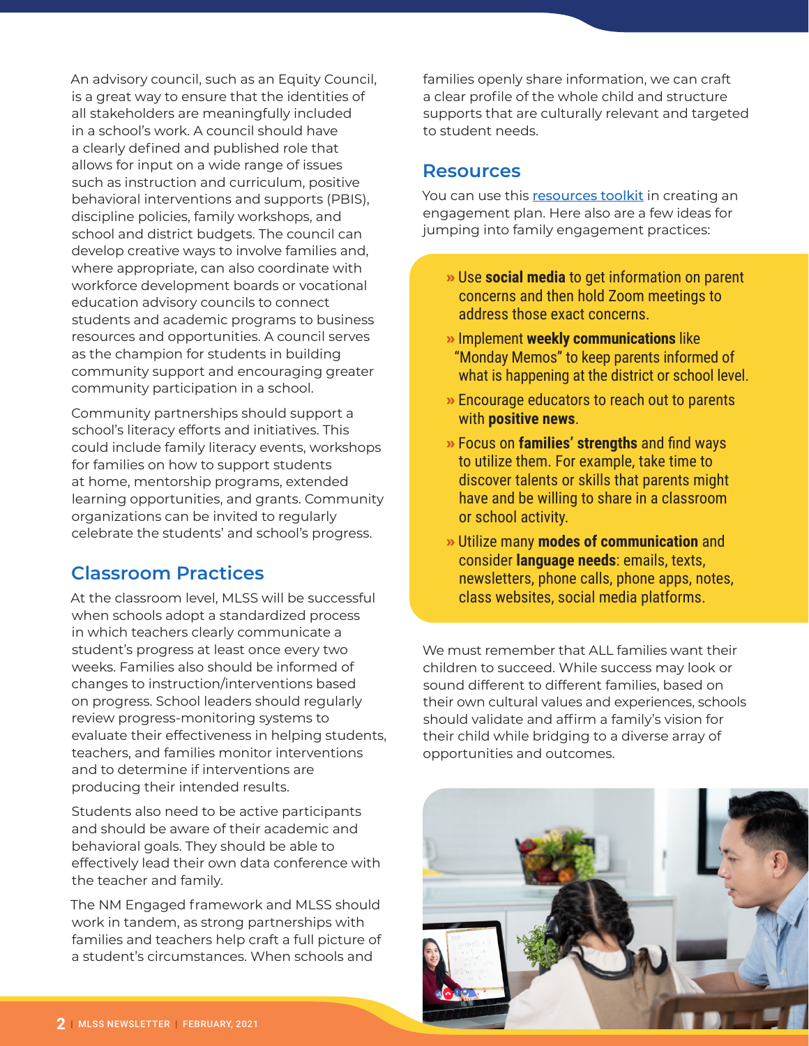An advisory council, such as an Equity Council, is a great way to ensure that the identities of all stakeholders are meaningfully included in a school's work. A council should have a clearly defined and published role that allows for input on a wide range of issues such as instruction and curriculum, positive behavioral interventions and supports (PBIS), discipline policies, family workshops, and school and district budgets. The council can develop creative ways to involve families and, where appropriate, can also coordinate with workforce development boards or vocational education advisory councils to connect students and academic programs to business resources and opportunities. A council serves as the champion for students in building community support and encouraging greater community participation in a school.

Community partnerships should support a school's literacy efforts and initiatives. This could include family literacy events, workshops for families on how to support students at home, mentorship programs, extended learning opportunities, and grants. Community organizations can be invited to regularly celebrate the students' and school's progress.

## Classroom Practices

At the classroom level, MLSS will be successful when schools adopt a standardized process in which teachers clearly communicate a student's progress at least once every two weeks. Families also should be informed of changes to instruction/interventions based on progress. School leaders should regularly review progress-monitoring systems to evaluate their effectiveness in helping students, teachers, and families monitor interventions and to determine if interventions are producing their intended results.

Students also need to be active participants and should be aware of their academic and behavioral goals. They should be able to effectively lead their own data conference with the teacher and family.

The NM Engaged framework and MLSS should work in tandem, as strong partnerships with families and teachers help craft a full picture of a student's circumstances. When schools and families openly share information, we can craft a clear profile of the whole child and structure supports that are culturally relevant and targeted to student needs.

## Resources

You can use this [resources toolkit]() in creating an engagement plan. Here also are a few ideas for jumping into family engagement practices:

- Use **social media** to get information on parent concerns and then hold Zoom meetings to address those exact concerns.
- Implement **weekly communications** like "Monday Memos" to keep parents informed of what is happening at the district or school level.
- Encourage educators to reach out to parents with **positive news**.
- Focus on **families' strengths** and find ways to utilize them. For example, take time to discover talents or skills that parents might have and be willing to share in a classroom or school activity.
- Utilize many **modes of communication** and consider **language needs**: emails, texts, newsletters, phone calls, phone apps, notes, class websites, social media platforms.

We must remember that ALL families want their children to succeed. While success may look or sound different to different families, based on their own cultural values and experiences, schools should validate and affirm a family's vision for their child while bridging to a diverse array of opportunities and outcomes.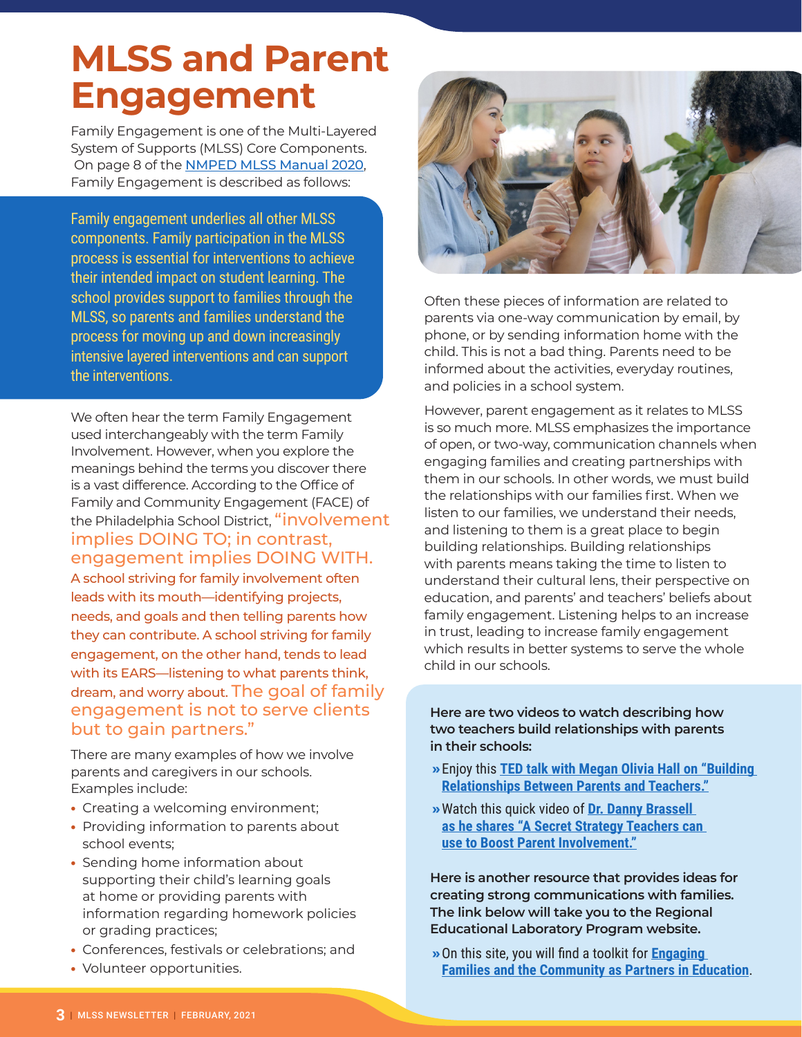# MLSS and Parent Engagement

Family Engagement is one of the Multi-Layered System of Supports (MLSS) Core Components. On page 8 of the NMPED MLSS Manual 2020, Family Engagement is described as follows:

> Family engagement underlies all other MLSS components. Family participation in the MLSS process is essential for interventions to achieve their intended impact on student learning. The school provides support to families through the MLSS, so parents and families understand the process for moving up and down increasingly intensive layered interventions and can support the interventions.

We often hear the term Family Engagement used interchangeably with the term Family Involvement. However, when you explore the meanings behind the terms you discover there is a vast difference. According to the Office of Family and Community Engagement (FACE) of the Philadelphia School District, "involvement implies DOING TO; in contrast, engagement implies DOING WITH. A school striving for family involvement often leads with its mouth—identifying projects, needs, and goals and then telling parents how they can contribute. A school striving for family engagement, on the other hand, tends to lead with its EARS—listening to what parents think, dream, and worry about. The goal of family engagement is not to serve clients but to gain partners."

There are many examples of how we involve parents and caregivers in our schools. Examples include:

- Creating a welcoming environment;
- Providing information to parents about school events;
- Sending home information about supporting their child's learning goals at home or providing parents with information regarding homework policies or grading practices;
- Conferences, festivals or celebrations; and
- Volunteer opportunities.

Often these pieces of information are related to parents via one-way communication by email, by phone, or by sending information home with the child. This is not a bad thing. Parents need to be informed about the activities, everyday routines, and policies in a school system.

However, parent engagement as it relates to MLSS is so much more. MLSS emphasizes the importance of open, or two-way, communication channels when engaging families and creating partnerships with them in our schools. In other words, we must build the relationships with our families first. When we listen to our families, we understand their needs, and listening to them is a great place to begin building relationships. Building relationships with parents means taking the time to listen to understand their cultural lens, their perspective on education, and parents' and teachers' beliefs about family engagement. Listening helps to an increase in trust, leading to increase family engagement which results in better systems to serve the whole child in our schools.

**Here are two videos to watch describing how two teachers build relationships with parents in their schools:**

- » Enjoy this TED talk with Megan Olivia Hall on "Building Relationships Between Parents and Teachers."
- » Watch this quick video of Dr. Danny Brassell as he shares "A Secret Strategy Teachers can use to Boost Parent Involvement."

**Here is another resource that provides ideas for creating strong communications with families. The link below will take you to the Regional Educational Laboratory Program website.**

- » On this site, you will find a toolkit for Engaging Families and the Community as Partners in Education.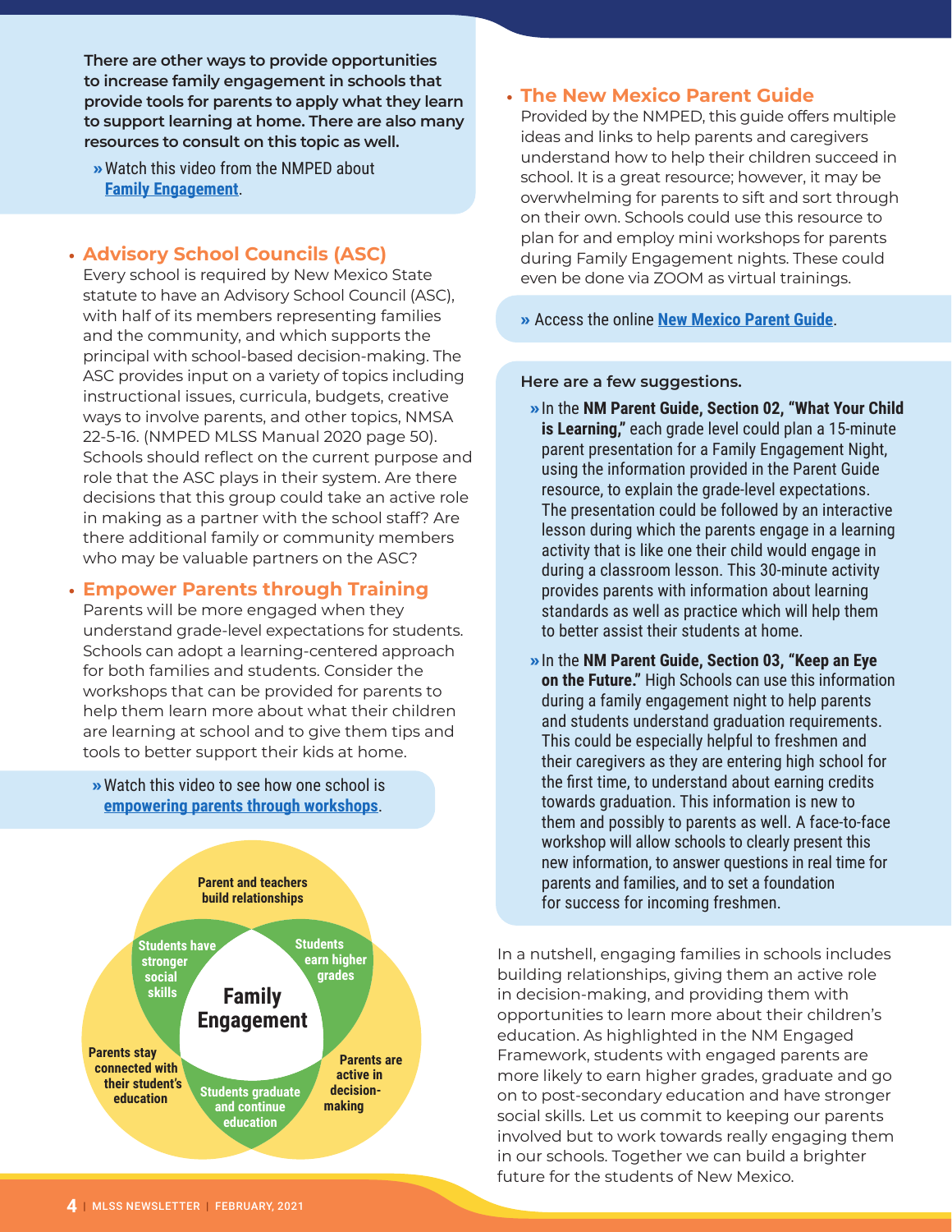**There are other ways to provide opportunities to increase family engagement in schools that provide tools for parents to apply what they learn to support learning at home. There are also many resources to consult on this topic as well.**

» Watch this video from the NMPED about **Family Engagement**.

- **Advisory School Councils (ASC)**
  Every school is required by New Mexico State statute to have an Advisory School Council (ASC), with half of its members representing families and the community, and which supports the principal with school-based decision-making. The ASC provides input on a variety of topics including instructional issues, curricula, budgets, creative ways to involve parents, and other topics, NMSA 22-5-16. (NMPED MLSS Manual 2020 page 50). Schools should reflect on the current purpose and role that the ASC plays in their system. Are there decisions that this group could take an active role in making as a partner with the school staff? Are there additional family or community members who may be valuable partners on the ASC?

- **Empower Parents through Training**
  Parents will be more engaged when they understand grade-level expectations for students. Schools can adopt a learning-centered approach for both families and students. Consider the workshops that can be provided for parents to help them learn more about what their children are learning at school and to give them tips and tools to better support their kids at home.

» Watch this video to see how one school is **empowering parents through workshops**.

**Family Engagement**

- Parent and teachers build relationships
- Students earn higher grades
- Parents are active in decision-making
- Students graduate and continue education
- Parents stay connected with their student's education
- Students have stronger social skills

- **The New Mexico Parent Guide**
  Provided by the NMPED, this guide offers multiple ideas and links to help parents and caregivers understand how to help their children succeed in school. It is a great resource; however, it may be overwhelming for parents to sift and sort through on their own. Schools could use this resource to plan for and employ mini workshops for parents during Family Engagement nights. These could even be done via ZOOM as virtual trainings.

» Access the online **New Mexico Parent Guide**.

**Here are a few suggestions.**

» In the **NM Parent Guide, Section 02, "What Your Child is Learning,"** each grade level could plan a 15-minute parent presentation for a Family Engagement Night, using the information provided in the Parent Guide resource, to explain the grade-level expectations. The presentation could be followed by an interactive lesson during which the parents engage in a learning activity that is like one their child would engage in during a classroom lesson. This 30-minute activity provides parents with information about learning standards as well as practice which will help them to better assist their students at home.

» In the **NM Parent Guide, Section 03, "Keep an Eye on the Future."** High Schools can use this information during a family engagement night to help parents and students understand graduation requirements. This could be especially helpful to freshmen and their caregivers as they are entering high school for the first time, to understand about earning credits towards graduation. This information is new to them and possibly to parents as well. A face-to-face workshop will allow schools to clearly present this new information, to answer questions in real time for parents and families, and to set a foundation for success for incoming freshmen.

In a nutshell, engaging families in schools includes building relationships, giving them an active role in decision-making, and providing them with opportunities to learn more about their children's education. As highlighted in the NM Engaged Framework, students with engaged parents are more likely to earn higher grades, graduate and go on to post-secondary education and have stronger social skills. Let us commit to keeping our parents involved but to work towards really engaging them in our schools. Together we can build a brighter future for the students of New Mexico.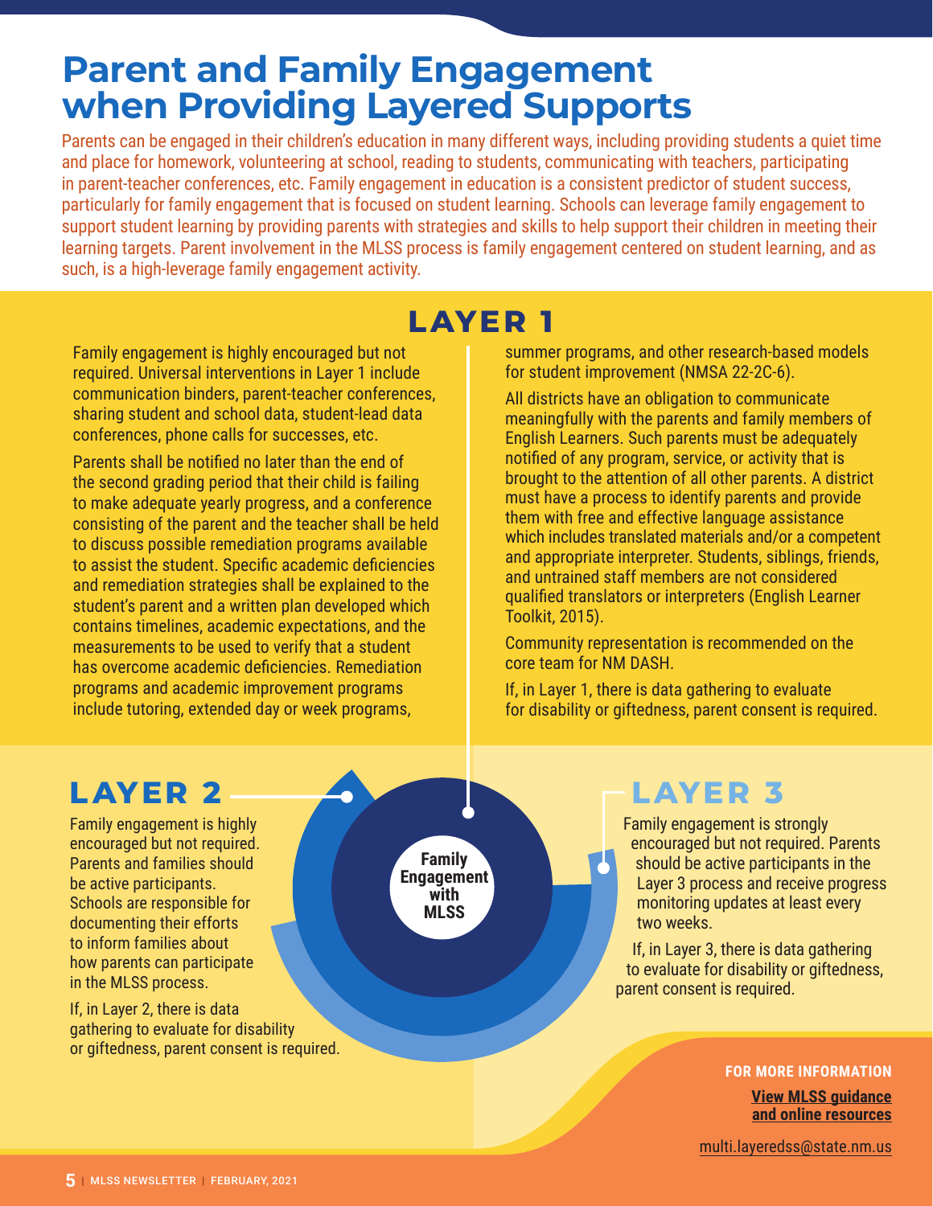# Parent and Family Engagement when Providing Layered Supports

Parents can be engaged in their children's education in many different ways, including providing students a quiet time and place for homework, volunteering at school, reading to students, communicating with teachers, participating in parent-teacher conferences, etc. Family engagement in education is a consistent predictor of student success, particularly for family engagement that is focused on student learning. Schools can leverage family engagement to support student learning by providing parents with strategies and skills to help support their children in meeting their learning targets. Parent involvement in the MLSS process is family engagement centered on student learning, and as such, is a high-leverage family engagement activity.

## LAYER 1

Family engagement is highly encouraged but not required. Universal interventions in Layer 1 include communication binders, parent-teacher conferences, sharing student and school data, student-lead data conferences, phone calls for successes, etc.

Parents shall be notified no later than the end of the second grading period that their child is failing to make adequate yearly progress, and a conference consisting of the parent and the teacher shall be held to discuss possible remediation programs available to assist the student. Specific academic deficiencies and remediation strategies shall be explained to the student's parent and a written plan developed which contains timelines, academic expectations, and the measurements to be used to verify that a student has overcome academic deficiencies. Remediation programs and academic improvement programs include tutoring, extended day or week programs, summer programs, and other research-based models for student improvement (NMSA 22-2C-6).

All districts have an obligation to communicate meaningfully with the parents and family members of English Learners. Such parents must be adequately notified of any program, service, or activity that is brought to the attention of all other parents. A district must have a process to identify parents and provide them with free and effective language assistance which includes translated materials and/or a competent and appropriate interpreter. Students, siblings, friends, and untrained staff members are not considered qualified translators or interpreters (English Learner Toolkit, 2015).

Community representation is recommended on the core team for NM DASH.

If, in Layer 1, there is data gathering to evaluate for disability or giftedness, parent consent is required.

## LAYER 2

Family engagement is highly encouraged but not required. Parents and families should be active participants. Schools are responsible for documenting their efforts to inform families about how parents can participate in the MLSS process.

If, in Layer 2, there is data gathering to evaluate for disability or giftedness, parent consent is required.

Family Engagement with MLSS

## LAYER 3

Family engagement is strongly encouraged but not required. Parents should be active participants in the Layer 3 process and receive progress monitoring updates at least every two weeks.

If, in Layer 3, there is data gathering to evaluate for disability or giftedness, parent consent is required.

**FOR MORE INFORMATION**

**View MLSS guidance and online resources**

multi.layeredss@state.nm.us